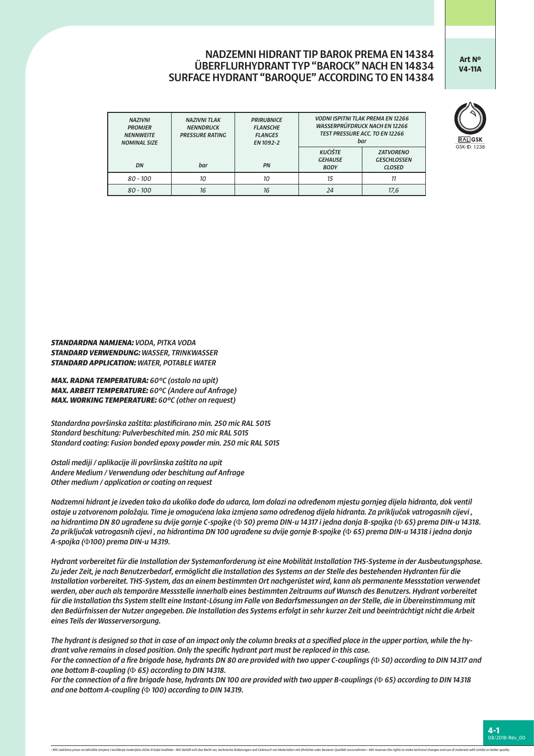# NADZEMNI HIDRANT TIP BAROK PREMA EN 14384
# ÜBERFLURHYDRANT TYP “BAROCK” NACH EN 14834
# SURFACE HYDRANT “BAROQUE” ACCORDING TO EN 14384

**Art Nº V4-11A**

RAL GSK
GSK-ID: 1238

| *NAZIVNI PROMJER NENNWEITE NOMINAL SIZE* | *NAZIVNI TLAK NENNDRUCK PRESSURE RATING* | *PRIRUBNICE FLANSCHE FLANGES EN 1092-2* | *VODNI ISPITNI TLAK PREMA EN 12266 WASSERPRÜFDRUCK NACH EN 12266 TEST PRESSURE ACC. TO EN 12266 bar* | |
|---|---|---|---|---|
| *DN* | *bar* | *PN* | *KUĆIŠTE GEHAUSE BODY* | *ZATVORENO GESCHLOSSEN CLOSED* |
| *80 - 100* | *10* | *10* | *15* | *11* |
| *80 - 100* | *16* | *16* | *24* | *17,6* |

***STANDARDNA NAMJENA:*** *VODA, PITKA VODA*
***STANDARD VERWENDUNG:*** *WASSER, TRINKWASSER*
***STANDARD APPLICATION:*** *WATER, POTABLE WATER*

***MAX. RADNA TEMPERATURA:*** *60°C (ostalo na upit)*
***MAX. ARBEIT TEMPERATURE:*** *60°C (Andere auf Anfrage)*
***MAX. WORKING TEMPERATURE:*** *60°C (other on request)*

*Standardna površinska zaštita: plastificirano min. 250 mic RAL 5015*
*Standard beschitung: Pulverbeschited min. 250 mic RAL 5015*
*Standard coating: Fusion bonded epoxy powder min. 250 mic RAL 5015*

*Ostali mediji / aplikacije ili površinska zaštita na upit*
*Andere Medium / Verwendung oder beschitung auf Anfrage*
*Other medium / application or coating on request*

*Nadzemni hidrant je izveden tako da ukoliko dođe do udarca, lom dolazi na određenom mjestu gornjeg dijela hidranta, dok ventil ostaje u zatvorenom položaju. Time je omogućena laka izmjena samo određenog dijela hidranta. Za priključak vatrogasnih cijevi , na hidrantima DN 80 ugrađene su dvije gornje C-spojke (Φ 50) prema DIN-u 14317 i jedna donja B-spojka (Φ 65) prema DIN-u 14318. Za priključak vatrogasnih cijevi , na hidrantima DN 100 ugrađene su dvije gornje B-spojke (Φ 65) prema DIN-u 14318 i jedna donja A-spojka (Φ100) prema DIN-u 14319.*

*Hydrant vorbereitet für die Installation der Systemanforderung ist eine Mobilität Installation THS-Systeme in der Ausbeutungsphase. Zu jeder Zeit, je nach Benutzerbedarf, ermöglicht die Installation des Systems an der Stelle des bestehenden Hydranten für die Installation vorbereitet. THS-System, das an einem bestimmten Ort nachgerüstet wird, kann als permanente Messstation verwendet werden, aber auch als temporäre Messstelle innerhalb eines bestimmten Zeitraums auf Wunsch des Benutzers. Hydrant vorbereitet für die Installation ths System stellt eine Instant-Lösung im Falle von Bedarfsmessungen an der Stelle, die in Übereinstimmung mit den Bedürfnissen der Nutzer angegeben. Die Installation des Systems erfolgt in sehr kurzer Zeit und beeinträchtigt nicht die Arbeit eines Teils der Wasserversorgung.*

*The hydrant is designed so that in case of an impact only the column breaks at a specified place in the upper portion, while the hydrant valve remains in closed position. Only the specific hydrant part must be replaced in this case.*
*For the connection of a fire brigade hose, hydrants DN 80 are provided with two upper C-couplings (Φ 50) according to DIN 14317 and one bottom B-coupling (Φ 65) according to DIN 14318.*
*For the connection of a fire brigade hose, hydrants DN 100 are provided with two upper B-couplings (Φ 65) according to DIN 14318 and one bottom A-coupling (Φ 100) according to DIN 14319.*

• MIV zadržava pravo na tehničke izmjene i korištenje materijala slične ili bolje kvalitete • MIV behält sich das Recht vor, technische Änderungen und Gebrauch von Materialien mit ähnlicher oder besserer Qualität vorzunehmen • MIV reserves the rights to make technical changes and use of materials with similar or better quality.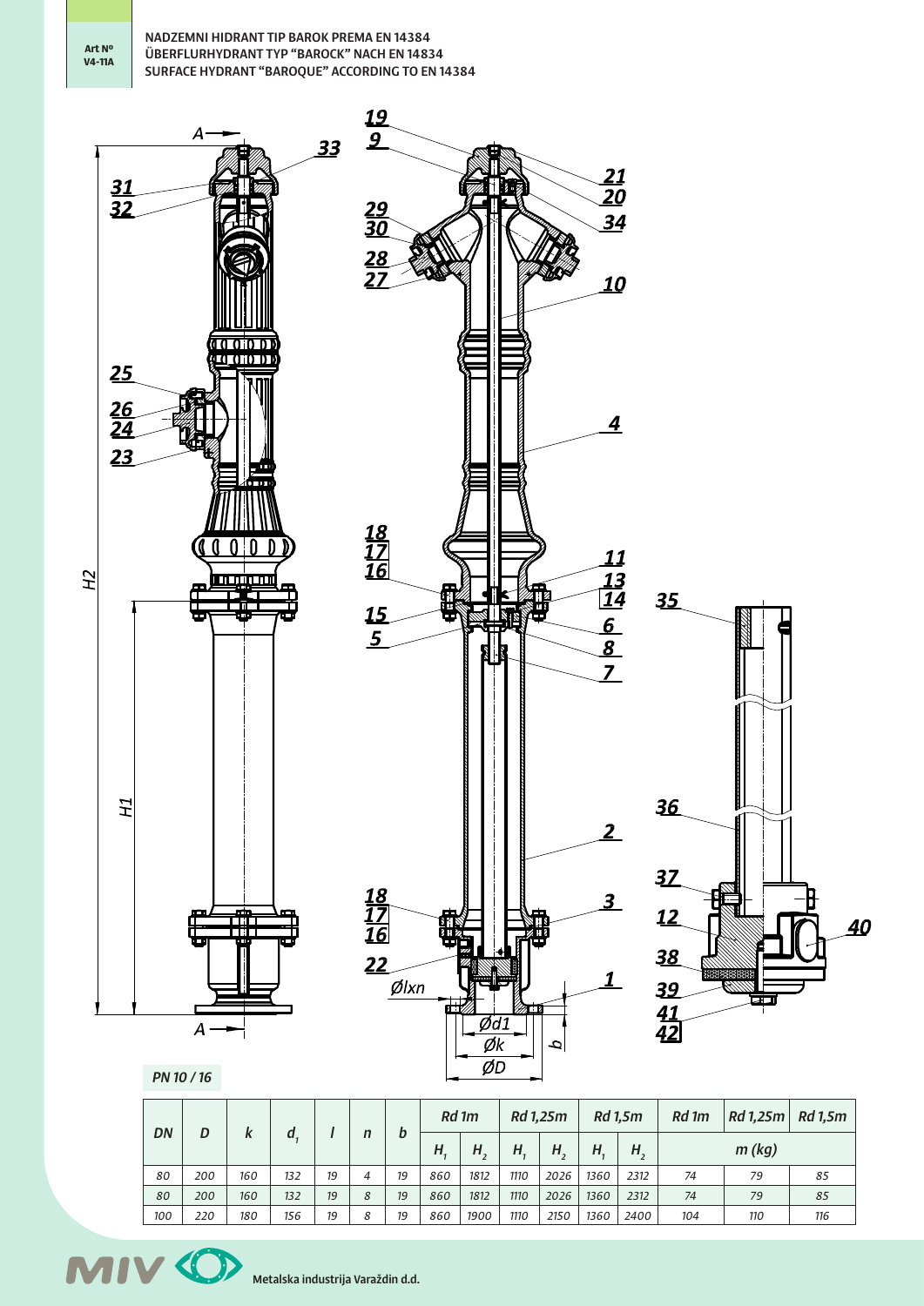Art Nº V4-11A

# NADZEMNI HIDRANT TIP BAROK PREMA EN 14384
# ÜBERFLURHYDRANT TYP "BAROCK" NACH EN 14834
# SURFACE HYDRANT "BAROQUE" ACCORDING TO EN 14384

PN 10 / 16

| DN | D | k | $d_1$ | l | n | b | Rd 1m | | Rd 1,25m | | Rd 1,5m | | Rd 1m | Rd 1,25m | Rd 1,5m |
|---|---|---|---|---|---|---|---|---|---|---|---|---|---|---|---|
| | | | | | | | $H_1$ | $H_2$ | $H_1$ | $H_2$ | $H_1$ | $H_2$ | m (kg) | | |
| 80 | 200 | 160 | 132 | 19 | 4 | 19 | 860 | 1812 | 1110 | 2026 | 1360 | 2312 | 74 | 79 | 85 |
| 80 | 200 | 160 | 132 | 19 | 8 | 19 | 860 | 1812 | 1110 | 2026 | 1360 | 2312 | 74 | 79 | 85 |
| 100 | 220 | 180 | 156 | 19 | 8 | 19 | 860 | 1900 | 1110 | 2150 | 1360 | 2400 | 104 | 110 | 116 |

Metalska industrija Varaždin d.d.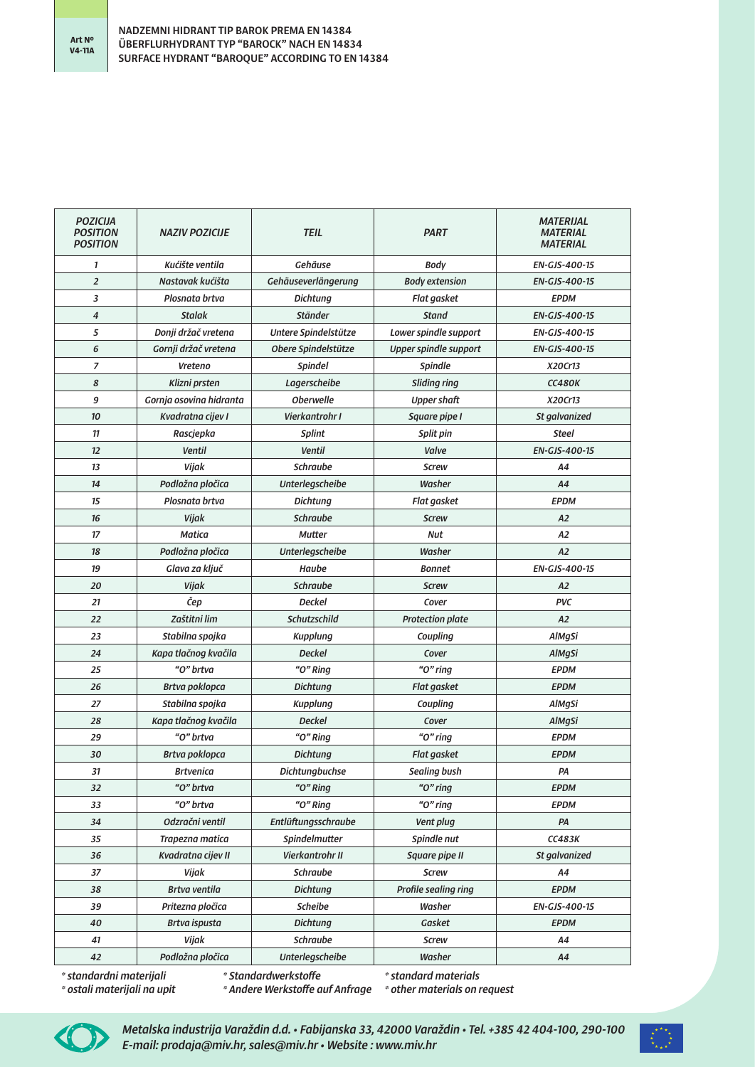Art Nº V4-11A

**NADZEMNI HIDRANT TIP BAROK PREMA EN 14384**
**ÜBERFLURHYDRANT TYP "BAROCK" NACH EN 14834**
**SURFACE HYDRANT "BAROQUE" ACCORDING TO EN 14384**

| POZICIJA POSITION POSITION | NAZIV POZICIJE | TEIL | PART | MATERIJAL MATERIAL MATERIAL |
|---|---|---|---|---|
| 1 | Kućište ventila | Gehäuse | Body | EN-GJS-400-15 |
| 2 | Nastavak kućišta | Gehäuseverlängerung | Body extension | EN-GJS-400-15 |
| 3 | Plosnata brtva | Dichtung | Flat gasket | EPDM |
| 4 | Stalak | Ständer | Stand | EN-GJS-400-15 |
| 5 | Donji držač vretena | Untere Spindelstütze | Lower spindle support | EN-GJS-400-15 |
| 6 | Gornji držač vretena | Obere Spindelstütze | Upper spindle support | EN-GJS-400-15 |
| 7 | Vreteno | Spindel | Spindle | X20Cr13 |
| 8 | Klizni prsten | Lagerscheibe | Sliding ring | CC480K |
| 9 | Gornja osovina hidranta | Oberwelle | Upper shaft | X20Cr13 |
| 10 | Kvadratna cijev I | Vierkantrohr I | Square pipe I | St galvanized |
| 11 | Rascjepka | Splint | Split pin | Steel |
| 12 | Ventil | Ventil | Valve | EN-GJS-400-15 |
| 13 | Vijak | Schraube | Screw | A4 |
| 14 | Podložna pločica | Unterlegscheibe | Washer | A4 |
| 15 | Plosnata brtva | Dichtung | Flat gasket | EPDM |
| 16 | Vijak | Schraube | Screw | A2 |
| 17 | Matica | Mutter | Nut | A2 |
| 18 | Podložna pločica | Unterlegscheibe | Washer | A2 |
| 19 | Glava za ključ | Haube | Bonnet | EN-GJS-400-15 |
| 20 | Vijak | Schraube | Screw | A2 |
| 21 | Čep | Deckel | Cover | PVC |
| 22 | Zaštitni lim | Schutzschild | Protection plate | A2 |
| 23 | Stabilna spojka | Kupplung | Coupling | AlMgSi |
| 24 | Kapa tlačnog kvačila | Deckel | Cover | AlMgSi |
| 25 | "O" brtva | "O" Ring | "O" ring | EPDM |
| 26 | Brtva poklopca | Dichtung | Flat gasket | EPDM |
| 27 | Stabilna spojka | Kupplung | Coupling | AlMgSi |
| 28 | Kapa tlačnog kvačila | Deckel | Cover | AlMgSi |
| 29 | "O" brtva | "O" Ring | "O" ring | EPDM |
| 30 | Brtva poklopca | Dichtung | Flat gasket | EPDM |
| 31 | Brtvenica | Dichtungbuchse | Sealing bush | PA |
| 32 | "O" brtva | "O" Ring | "O" ring | EPDM |
| 33 | "O" brtva | "O" Ring | "O" ring | EPDM |
| 34 | Odzračni ventil | Entlüftungsschraube | Vent plug | PA |
| 35 | Trapezna matica | Spindelmutter | Spindle nut | CC483K |
| 36 | Kvadratna cijev II | Vierkantrohr II | Square pipe II | St galvanized |
| 37 | Vijak | Schraube | Screw | A4 |
| 38 | Brtva ventila | Dichtung | Profile sealing ring | EPDM |
| 39 | Pritezna pločica | Scheibe | Washer | EN-GJS-400-15 |
| 40 | Brtva ispusta | Dichtung | Gasket | EPDM |
| 41 | Vijak | Schraube | Screw | A4 |
| 42 | Podložna pločica | Unterlegscheibe | Washer | A4 |

* standardni materijali
* ostali materijali na upit

* Standardwerkstoffe
* Andere Werkstoffe auf Anfrage

* standard materials
* other materials on request

Metalska industrija Varaždin d.d. • Fabijanska 33, 42000 Varaždin • Tel. +385 42 404-100, 290-100
E-mail: prodaja@miv.hr, sales@miv.hr • Website : www.miv.hr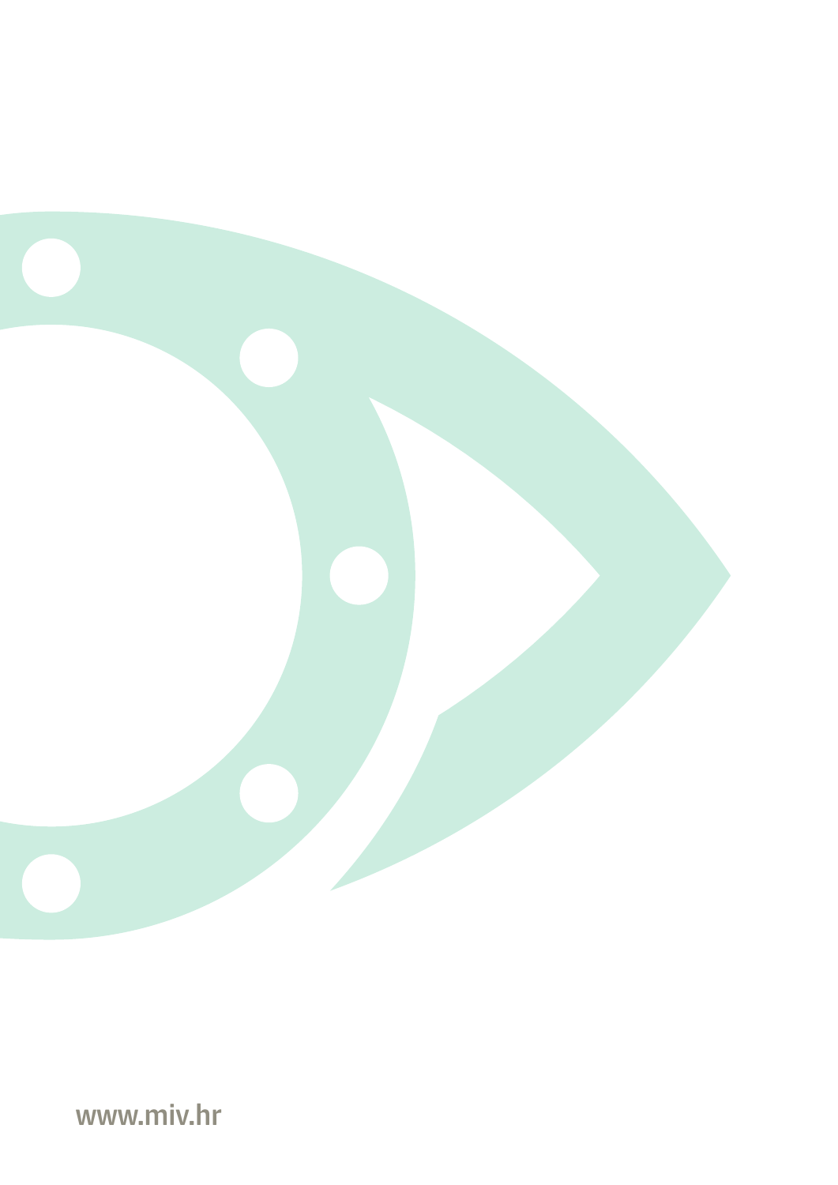www.miv.hr